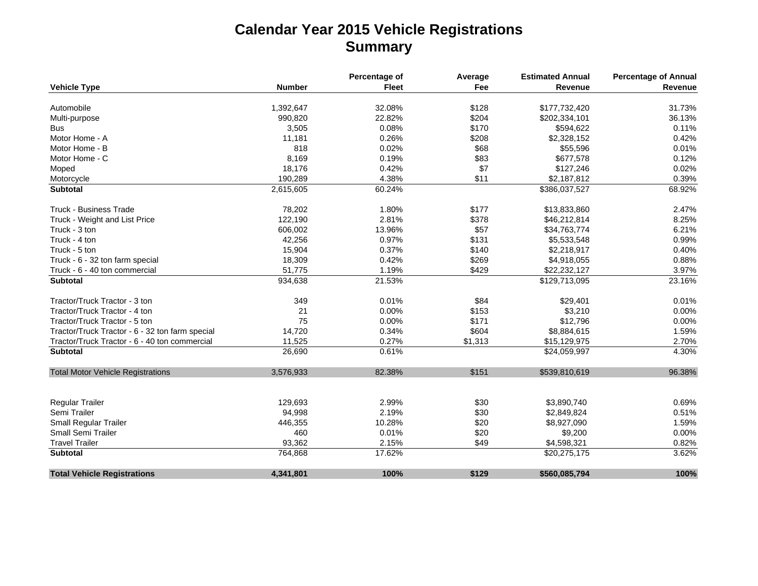# Calendar Year 2015 Vehicle Registrations
## Summary

| Vehicle Type | Number | Percentage of Fleet | Average Fee | Estimated Annual Revenue | Percentage of Annual Revenue |
|---|---|---|---|---|---|
| Automobile | 1,392,647 | 32.08% | $128 | $177,732,420 | 31.73% |
| Multi-purpose | 990,820 | 22.82% | $204 | $202,334,101 | 36.13% |
| Bus | 3,505 | 0.08% | $170 | $594,622 | 0.11% |
| Motor Home - A | 11,181 | 0.26% | $208 | $2,328,152 | 0.42% |
| Motor Home - B | 818 | 0.02% | $68 | $55,596 | 0.01% |
| Motor Home - C | 8,169 | 0.19% | $83 | $677,578 | 0.12% |
| Moped | 18,176 | 0.42% | $7 | $127,246 | 0.02% |
| Motorcycle | 190,289 | 4.38% | $11 | $2,187,812 | 0.39% |
| **Subtotal** | 2,615,605 | 60.24% | | $386,037,527 | 68.92% |
| Truck - Business Trade | 78,202 | 1.80% | $177 | $13,833,860 | 2.47% |
| Truck - Weight and List Price | 122,190 | 2.81% | $378 | $46,212,814 | 8.25% |
| Truck - 3 ton | 606,002 | 13.96% | $57 | $34,763,774 | 6.21% |
| Truck - 4 ton | 42,256 | 0.97% | $131 | $5,533,548 | 0.99% |
| Truck - 5 ton | 15,904 | 0.37% | $140 | $2,218,917 | 0.40% |
| Truck - 6 - 32 ton farm special | 18,309 | 0.42% | $269 | $4,918,055 | 0.88% |
| Truck - 6 - 40 ton commercial | 51,775 | 1.19% | $429 | $22,232,127 | 3.97% |
| **Subtotal** | 934,638 | 21.53% | | $129,713,095 | 23.16% |
| Tractor/Truck Tractor - 3 ton | 349 | 0.01% | $84 | $29,401 | 0.01% |
| Tractor/Truck Tractor - 4 ton | 21 | 0.00% | $153 | $3,210 | 0.00% |
| Tractor/Truck Tractor - 5 ton | 75 | 0.00% | $171 | $12,796 | 0.00% |
| Tractor/Truck Tractor - 6 - 32 ton farm special | 14,720 | 0.34% | $604 | $8,884,615 | 1.59% |
| Tractor/Truck Tractor - 6 - 40 ton commercial | 11,525 | 0.27% | $1,313 | $15,129,975 | 2.70% |
| **Subtotal** | 26,690 | 0.61% | | $24,059,997 | 4.30% |
| Total Motor Vehicle Registrations | 3,576,933 | 82.38% | $151 | $539,810,619 | 96.38% |
| Regular Trailer | 129,693 | 2.99% | $30 | $3,890,740 | 0.69% |
| Semi Trailer | 94,998 | 2.19% | $30 | $2,849,824 | 0.51% |
| Small Regular Trailer | 446,355 | 10.28% | $20 | $8,927,090 | 1.59% |
| Small Semi Trailer | 460 | 0.01% | $20 | $9,200 | 0.00% |
| Travel Trailer | 93,362 | 2.15% | $49 | $4,598,321 | 0.82% |
| **Subtotal** | 764,868 | 17.62% | | $20,275,175 | 3.62% |
| **Total Vehicle Registrations** | **4,341,801** | **100%** | **$129** | **$560,085,794** | **100%** |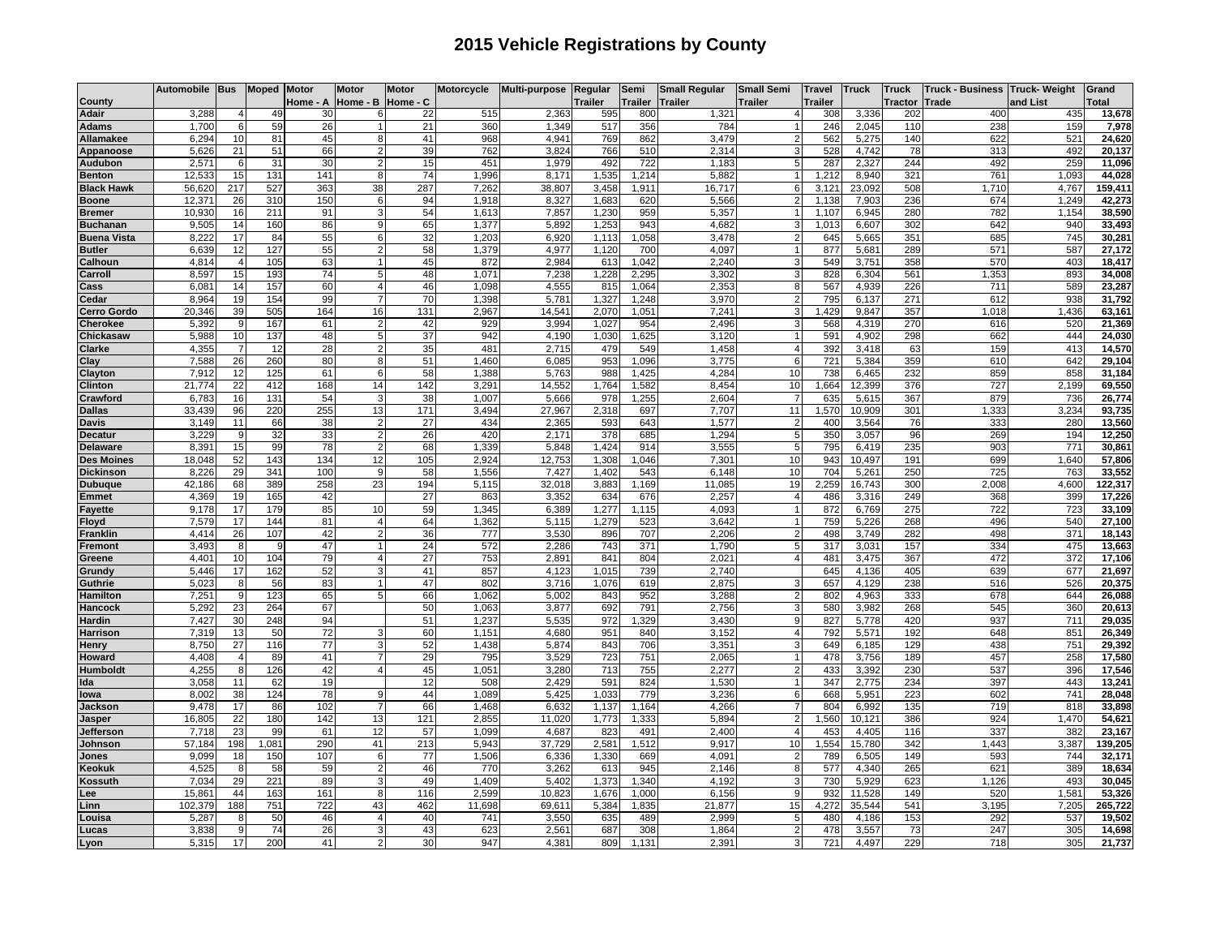# 2015 Vehicle Registrations by County

| County | Automobile | Bus | Moped | Motor Home - A | Motor Home - B | Motor Home - C | Motorcycle | Multi-purpose | Regular Trailer | Semi Trailer | Small Regular Trailer | Small Semi Trailer | Travel Trailer | Truck | Truck Tractor | Truck - Business Trade | Truck- Weight and List | Grand Total |
|---|---|---|---|---|---|---|---|---|---|---|---|---|---|---|---|---|---|---|
| Adair | 3,288 | 4 | 49 | 30 | 6 | 22 | 515 | 2,363 | 595 | 800 | 1,321 | 4 | 308 | 3,336 | 202 | 400 | 435 | 13,678 |
| Adams | 1,700 | 6 | 59 | 26 | 1 | 21 | 360 | 1,349 | 517 | 356 | 784 | 1 | 246 | 2,045 | 110 | 238 | 159 | 7,978 |
| Allamakee | 6,294 | 10 | 81 | 45 | 8 | 41 | 968 | 4,941 | 769 | 862 | 3,479 | 2 | 562 | 5,275 | 140 | 622 | 521 | 24,620 |
| Appanoose | 5,626 | 21 | 51 | 66 | 2 | 39 | 762 | 3,824 | 766 | 510 | 2,314 | 3 | 528 | 4,742 | 78 | 313 | 492 | 20,137 |
| Audubon | 2,571 | 6 | 31 | 30 | 2 | 15 | 451 | 1,979 | 492 | 722 | 1,183 | 5 | 287 | 2,327 | 244 | 492 | 259 | 11,096 |
| Benton | 12,533 | 15 | 131 | 141 | 8 | 74 | 1,996 | 8,171 | 1,535 | 1,214 | 5,882 | 1 | 1,212 | 8,940 | 321 | 761 | 1,093 | 44,028 |
| Black Hawk | 56,620 | 217 | 527 | 363 | 38 | 287 | 7,262 | 38,807 | 3,458 | 1,911 | 16,717 | 6 | 3,121 | 23,092 | 508 | 1,710 | 4,767 | 159,411 |
| Boone | 12,371 | 26 | 310 | 150 | 6 | 94 | 1,918 | 8,327 | 1,683 | 620 | 5,566 | 2 | 1,138 | 7,903 | 236 | 674 | 1,249 | 42,273 |
| Bremer | 10,930 | 16 | 211 | 91 | 3 | 54 | 1,613 | 7,857 | 1,230 | 959 | 5,357 | 1 | 1,107 | 6,945 | 280 | 782 | 1,154 | 38,590 |
| Buchanan | 9,505 | 14 | 160 | 86 | 9 | 65 | 1,377 | 5,892 | 1,253 | 943 | 4,682 | 3 | 1,013 | 6,607 | 302 | 642 | 940 | 33,493 |
| Buena Vista | 8,222 | 17 | 84 | 55 | 6 | 32 | 1,203 | 6,920 | 1,113 | 1,058 | 3,478 | 2 | 645 | 5,665 | 351 | 685 | 745 | 30,281 |
| Butler | 6,639 | 12 | 127 | 55 | 2 | 58 | 1,379 | 4,977 | 1,120 | 700 | 4,097 | 1 | 877 | 5,681 | 289 | 571 | 587 | 27,172 |
| Calhoun | 4,814 | 4 | 105 | 63 | 1 | 45 | 872 | 2,984 | 613 | 1,042 | 2,240 | 3 | 549 | 3,751 | 358 | 570 | 403 | 18,417 |
| Carroll | 8,597 | 15 | 193 | 74 | 5 | 48 | 1,071 | 7,238 | 1,228 | 2,295 | 3,302 | 3 | 828 | 6,304 | 561 | 1,353 | 893 | 34,008 |
| Cass | 6,081 | 14 | 157 | 60 | 4 | 46 | 1,098 | 4,555 | 815 | 1,064 | 2,353 | 8 | 567 | 4,939 | 226 | 711 | 589 | 23,287 |
| Cedar | 8,964 | 19 | 154 | 99 | 7 | 70 | 1,398 | 5,781 | 1,327 | 1,248 | 3,970 | 2 | 795 | 6,137 | 271 | 612 | 938 | 31,792 |
| Cerro Gordo | 20,346 | 39 | 505 | 164 | 16 | 131 | 2,967 | 14,541 | 2,070 | 1,051 | 7,241 | 3 | 1,429 | 9,847 | 357 | 1,018 | 1,436 | 63,161 |
| Cherokee | 5,392 | 9 | 167 | 61 | 2 | 42 | 929 | 3,994 | 1,027 | 954 | 2,496 | 3 | 568 | 4,319 | 270 | 616 | 520 | 21,369 |
| Chickasaw | 5,988 | 10 | 137 | 48 | 5 | 37 | 942 | 4,190 | 1,030 | 1,625 | 3,120 | 1 | 591 | 4,902 | 298 | 662 | 444 | 24,030 |
| Clarke | 4,355 | 7 | 12 | 28 | 2 | 35 | 481 | 2,715 | 479 | 549 | 1,458 | 4 | 392 | 3,418 | 63 | 159 | 413 | 14,570 |
| Clay | 7,588 | 26 | 260 | 80 | 8 | 51 | 1,460 | 6,085 | 953 | 1,096 | 3,775 | 6 | 721 | 5,384 | 359 | 610 | 642 | 29,104 |
| Clayton | 7,912 | 12 | 125 | 61 | 6 | 58 | 1,388 | 5,763 | 988 | 1,425 | 4,284 | 10 | 738 | 6,465 | 232 | 859 | 858 | 31,184 |
| Clinton | 21,774 | 22 | 412 | 168 | 14 | 142 | 3,291 | 14,552 | 1,764 | 1,582 | 8,454 | 10 | 1,664 | 12,399 | 376 | 727 | 2,199 | 69,550 |
| Crawford | 6,783 | 16 | 131 | 54 | 3 | 38 | 1,007 | 5,666 | 978 | 1,255 | 2,604 | 7 | 635 | 5,615 | 367 | 879 | 736 | 26,774 |
| Dallas | 33,439 | 96 | 220 | 255 | 13 | 171 | 3,494 | 27,967 | 2,318 | 697 | 7,707 | 11 | 1,570 | 10,909 | 301 | 1,333 | 3,234 | 93,735 |
| Davis | 3,149 | 11 | 66 | 38 | 2 | 27 | 434 | 2,365 | 593 | 643 | 1,577 | 2 | 400 | 3,564 | 76 | 333 | 280 | 13,560 |
| Decatur | 3,229 | 9 | 32 | 33 | 2 | 26 | 420 | 2,171 | 378 | 685 | 1,294 | 5 | 350 | 3,057 | 96 | 269 | 194 | 12,250 |
| Delaware | 8,391 | 15 | 99 | 78 | 2 | 68 | 1,339 | 5,848 | 1,424 | 914 | 3,555 | 5 | 795 | 6,419 | 235 | 903 | 771 | 30,861 |
| Des Moines | 18,048 | 52 | 143 | 134 | 12 | 105 | 2,924 | 12,753 | 1,308 | 1,046 | 7,301 | 10 | 943 | 10,497 | 191 | 699 | 1,640 | 57,806 |
| Dickinson | 8,226 | 29 | 341 | 100 | 9 | 58 | 1,556 | 7,427 | 1,402 | 543 | 6,148 | 10 | 704 | 5,261 | 250 | 725 | 763 | 33,552 |
| Dubuque | 42,186 | 68 | 389 | 258 | 23 | 194 | 5,115 | 32,018 | 3,883 | 1,169 | 11,085 | 19 | 2,259 | 16,743 | 300 | 2,008 | 4,600 | 122,317 |
| Emmet | 4,369 | 19 | 165 | 42 | | 27 | 863 | 3,352 | 634 | 676 | 2,257 | 4 | 486 | 3,316 | 249 | 368 | 399 | 17,226 |
| Fayette | 9,178 | 17 | 179 | 85 | 10 | 59 | 1,345 | 6,389 | 1,277 | 1,115 | 4,093 | 1 | 872 | 6,769 | 275 | 722 | 723 | 33,109 |
| Floyd | 7,579 | 17 | 144 | 81 | 4 | 64 | 1,362 | 5,115 | 1,279 | 523 | 3,642 | 1 | 759 | 5,226 | 268 | 496 | 540 | 27,100 |
| Franklin | 4,414 | 26 | 107 | 42 | 2 | 36 | 777 | 3,530 | 896 | 707 | 2,206 | 2 | 498 | 3,749 | 282 | 498 | 371 | 18,143 |
| Fremont | 3,493 | 8 | 9 | 47 | 1 | 24 | 572 | 2,286 | 743 | 371 | 1,790 | 5 | 317 | 3,031 | 157 | 334 | 475 | 13,663 |
| Greene | 4,401 | 10 | 104 | 79 | 4 | 27 | 753 | 2,891 | 841 | 804 | 2,021 | 4 | 481 | 3,475 | 367 | 472 | 372 | 17,106 |
| Grundy | 5,446 | 17 | 162 | 52 | 3 | 41 | 857 | 4,123 | 1,015 | 739 | 2,740 | | 645 | 4,136 | 405 | 639 | 677 | 21,697 |
| Guthrie | 5,023 | 8 | 56 | 83 | 1 | 47 | 802 | 3,716 | 1,076 | 619 | 2,875 | 3 | 657 | 4,129 | 238 | 516 | 526 | 20,375 |
| Hamilton | 7,251 | 9 | 123 | 65 | 5 | 66 | 1,062 | 5,002 | 843 | 952 | 3,288 | 2 | 802 | 4,963 | 333 | 678 | 644 | 26,088 |
| Hancock | 5,292 | 23 | 264 | 67 | | 50 | 1,063 | 3,877 | 692 | 791 | 2,756 | 3 | 580 | 3,982 | 268 | 545 | 360 | 20,613 |
| Hardin | 7,427 | 30 | 248 | 94 | | 51 | 1,237 | 5,535 | 972 | 1,329 | 3,430 | 9 | 827 | 5,778 | 420 | 937 | 711 | 29,035 |
| Harrison | 7,319 | 13 | 50 | 72 | 3 | 60 | 1,151 | 4,680 | 951 | 840 | 3,152 | 4 | 792 | 5,571 | 192 | 648 | 851 | 26,349 |
| Henry | 8,750 | 27 | 116 | 77 | 3 | 52 | 1,438 | 5,874 | 843 | 706 | 3,351 | 3 | 649 | 6,185 | 129 | 438 | 751 | 29,392 |
| Howard | 4,408 | 4 | 89 | 41 | 7 | 29 | 795 | 3,529 | 723 | 751 | 2,065 | 1 | 478 | 3,756 | 189 | 457 | 258 | 17,580 |
| Humboldt | 4,255 | 8 | 126 | 42 | 4 | 45 | 1,051 | 3,280 | 713 | 755 | 2,277 | 2 | 433 | 3,392 | 230 | 537 | 396 | 17,546 |
| Ida | 3,058 | 11 | 62 | 19 | | 12 | 508 | 2,429 | 591 | 824 | 1,530 | 1 | 347 | 2,775 | 234 | 397 | 443 | 13,241 |
| Iowa | 8,002 | 38 | 124 | 78 | 9 | 44 | 1,089 | 5,425 | 1,033 | 779 | 3,236 | 6 | 668 | 5,951 | 223 | 602 | 741 | 28,048 |
| Jackson | 9,478 | 17 | 86 | 102 | 7 | 66 | 1,468 | 6,632 | 1,137 | 1,164 | 4,266 | 7 | 804 | 6,992 | 135 | 719 | 818 | 33,898 |
| Jasper | 16,805 | 22 | 180 | 142 | 13 | 121 | 2,855 | 11,020 | 1,773 | 1,333 | 5,894 | 2 | 1,560 | 10,121 | 386 | 924 | 1,470 | 54,621 |
| Jefferson | 7,718 | 23 | 99 | 61 | 12 | 57 | 1,099 | 4,687 | 823 | 491 | 2,400 | 4 | 453 | 4,405 | 116 | 337 | 382 | 23,167 |
| Johnson | 57,184 | 198 | 1,081 | 290 | 41 | 213 | 5,943 | 37,729 | 2,581 | 1,512 | 9,917 | 10 | 1,554 | 15,780 | 342 | 1,443 | 3,387 | 139,205 |
| Jones | 9,099 | 18 | 150 | 107 | 6 | 77 | 1,506 | 6,336 | 1,330 | 669 | 4,091 | 2 | 789 | 6,505 | 149 | 593 | 744 | 32,171 |
| Keokuk | 4,525 | 8 | 58 | 59 | 2 | 46 | 770 | 3,262 | 613 | 945 | 2,146 | 8 | 577 | 4,340 | 265 | 621 | 389 | 18,634 |
| Kossuth | 7,034 | 29 | 221 | 89 | 3 | 49 | 1,409 | 5,402 | 1,373 | 1,340 | 4,192 | 3 | 730 | 5,929 | 623 | 1,126 | 493 | 30,045 |
| Lee | 15,861 | 44 | 163 | 161 | 8 | 116 | 2,599 | 10,823 | 1,676 | 1,000 | 6,156 | 9 | 932 | 11,528 | 149 | 520 | 1,581 | 53,326 |
| Linn | 102,379 | 188 | 751 | 722 | 43 | 462 | 11,698 | 69,611 | 5,384 | 1,835 | 21,877 | 15 | 4,272 | 35,544 | 541 | 3,195 | 7,205 | 265,722 |
| Louisa | 5,287 | 8 | 50 | 46 | 4 | 40 | 741 | 3,550 | 635 | 489 | 2,999 | 5 | 480 | 4,186 | 153 | 292 | 537 | 19,502 |
| Lucas | 3,838 | 9 | 74 | 26 | 3 | 43 | 623 | 2,561 | 687 | 308 | 1,864 | 2 | 478 | 3,557 | 73 | 247 | 305 | 14,698 |
| Lyon | 5,315 | 17 | 200 | 41 | 2 | 30 | 947 | 4,381 | 809 | 1,131 | 2,391 | 3 | 721 | 4,497 | 229 | 718 | 305 | 21,737 |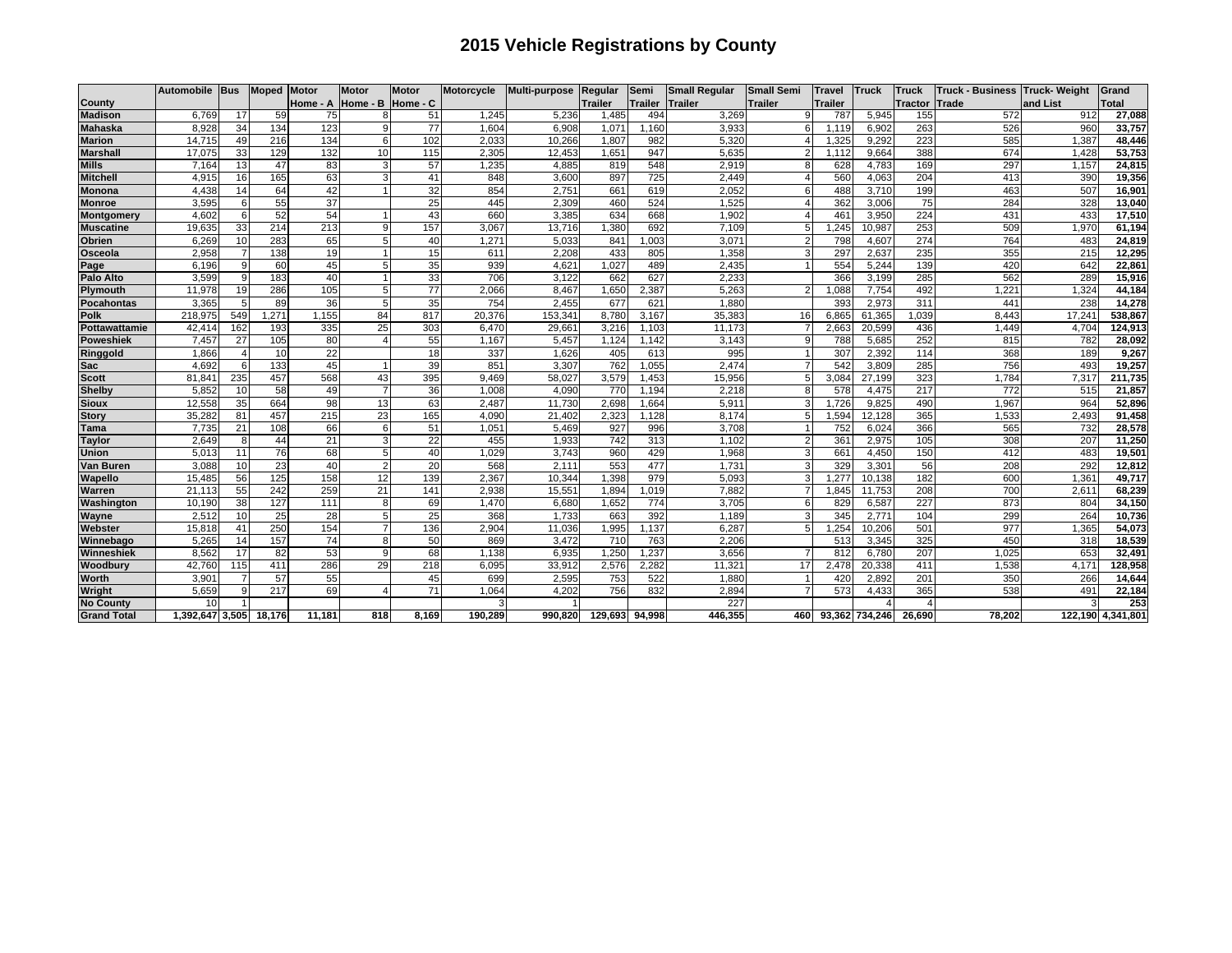# 2015 Vehicle Registrations by County

| County | Automobile | Bus | Moped | Motor Home - A | Motor Home - B | Motor Home - C | Motorcycle | Multi-purpose | Regular Trailer | Semi Trailer | Small Regular Trailer | Small Semi Trailer | Travel Trailer | Truck | Truck Tractor | Truck - Business Trade | Truck- Weight and List | Grand Total |
|---|---|---|---|---|---|---|---|---|---|---|---|---|---|---|---|---|---|---|
| **Madison** | 6,769 | 17 | 59 | 75 | 8 | 51 | 1,245 | 5,236 | 1,485 | 494 | 3,269 | 9 | 787 | 5,945 | 155 | 572 | 912 | **27,088** |
| **Mahaska** | 8,928 | 34 | 134 | 123 | 9 | 77 | 1,604 | 6,908 | 1,071 | 1,160 | 3,933 | 6 | 1,119 | 6,902 | 263 | 526 | 960 | **33,757** |
| **Marion** | 14,715 | 49 | 216 | 134 | 6 | 102 | 2,033 | 10,266 | 1,807 | 982 | 5,320 | 4 | 1,325 | 9,292 | 223 | 585 | 1,387 | **48,446** |
| **Marshall** | 17,075 | 33 | 129 | 132 | 10 | 115 | 2,305 | 12,453 | 1,651 | 947 | 5,635 | 2 | 1,112 | 9,664 | 388 | 674 | 1,428 | **53,753** |
| **Mills** | 7,164 | 13 | 47 | 83 | 3 | 57 | 1,235 | 4,885 | 819 | 548 | 2,919 | 8 | 628 | 4,783 | 169 | 297 | 1,157 | **24,815** |
| **Mitchell** | 4,915 | 16 | 165 | 63 | 3 | 41 | 848 | 3,600 | 897 | 725 | 2,449 | 4 | 560 | 4,063 | 204 | 413 | 390 | **19,356** |
| **Monona** | 4,438 | 14 | 64 | 42 | 1 | 32 | 854 | 2,751 | 661 | 619 | 2,052 | 6 | 488 | 3,710 | 199 | 463 | 507 | **16,901** |
| **Monroe** | 3,595 | 6 | 55 | 37 | | 25 | 445 | 2,309 | 460 | 524 | 1,525 | 4 | 362 | 3,006 | 75 | 284 | 328 | **13,040** |
| **Montgomery** | 4,602 | 6 | 52 | 54 | 1 | 43 | 660 | 3,385 | 634 | 668 | 1,902 | 4 | 461 | 3,950 | 224 | 431 | 433 | **17,510** |
| **Muscatine** | 19,635 | 33 | 214 | 213 | 9 | 157 | 3,067 | 13,716 | 1,380 | 692 | 7,109 | 5 | 1,245 | 10,987 | 253 | 509 | 1,970 | **61,194** |
| **Obrien** | 6,269 | 10 | 283 | 65 | 5 | 40 | 1,271 | 5,033 | 841 | 1,003 | 3,071 | 2 | 798 | 4,607 | 274 | 764 | 483 | **24,819** |
| **Osceola** | 2,958 | 7 | 138 | 19 | 1 | 15 | 611 | 2,208 | 433 | 805 | 1,358 | 3 | 297 | 2,637 | 235 | 355 | 215 | **12,295** |
| **Page** | 6,196 | 9 | 60 | 45 | 5 | 35 | 939 | 4,621 | 1,027 | 489 | 2,435 | 1 | 554 | 5,244 | 139 | 420 | 642 | **22,861** |
| **Palo Alto** | 3,599 | 9 | 183 | 40 | 1 | 33 | 706 | 3,122 | 662 | 627 | 2,233 | | 366 | 3,199 | 285 | 562 | 289 | **15,916** |
| **Plymouth** | 11,978 | 19 | 286 | 105 | 5 | 77 | 2,066 | 8,467 | 1,650 | 2,387 | 5,263 | 2 | 1,088 | 7,754 | 492 | 1,221 | 1,324 | **44,184** |
| **Pocahontas** | 3,365 | 5 | 89 | 36 | 5 | 35 | 754 | 2,455 | 677 | 621 | 1,880 | | 393 | 2,973 | 311 | 441 | 238 | **14,278** |
| **Polk** | 218,975 | 549 | 1,271 | 1,155 | 84 | 817 | 20,376 | 153,341 | 8,780 | 3,167 | 35,383 | 16 | 6,865 | 61,365 | 1,039 | 8,443 | 17,241 | **538,867** |
| **Pottawattamie** | 42,414 | 162 | 193 | 335 | 25 | 303 | 6,470 | 29,661 | 3,216 | 1,103 | 11,173 | 7 | 2,663 | 20,599 | 436 | 1,449 | 4,704 | **124,913** |
| **Poweshiek** | 7,457 | 27 | 105 | 80 | 4 | 55 | 1,167 | 5,457 | 1,124 | 1,142 | 3,143 | 9 | 788 | 5,685 | 252 | 815 | 782 | **28,092** |
| **Ringgold** | 1,866 | 4 | 10 | 22 | | 18 | 337 | 1,626 | 405 | 613 | 995 | 1 | 307 | 2,392 | 114 | 368 | 189 | **9,267** |
| **Sac** | 4,692 | 6 | 133 | 45 | 1 | 39 | 851 | 3,307 | 762 | 1,055 | 2,474 | 7 | 542 | 3,809 | 285 | 756 | 493 | **19,257** |
| **Scott** | 81,841 | 235 | 457 | 568 | 43 | 395 | 9,469 | 58,027 | 3,579 | 1,453 | 15,956 | 5 | 3,084 | 27,199 | 323 | 1,784 | 7,317 | **211,735** |
| **Shelby** | 5,852 | 10 | 58 | 49 | 7 | 36 | 1,008 | 4,090 | 770 | 1,194 | 2,218 | 8 | 578 | 4,475 | 217 | 772 | 515 | **21,857** |
| **Sioux** | 12,558 | 35 | 664 | 98 | 13 | 63 | 2,487 | 11,730 | 2,698 | 1,664 | 5,911 | 3 | 1,726 | 9,825 | 490 | 1,967 | 964 | **52,896** |
| **Story** | 35,282 | 81 | 457 | 215 | 23 | 165 | 4,090 | 21,402 | 2,323 | 1,128 | 8,174 | 5 | 1,594 | 12,128 | 365 | 1,533 | 2,493 | **91,458** |
| **Tama** | 7,735 | 21 | 108 | 66 | 6 | 51 | 1,051 | 5,469 | 927 | 996 | 3,708 | 1 | 752 | 6,024 | 366 | 565 | 732 | **28,578** |
| **Taylor** | 2,649 | 8 | 44 | 21 | 3 | 22 | 455 | 1,933 | 742 | 313 | 1,102 | 2 | 361 | 2,975 | 105 | 308 | 207 | **11,250** |
| **Union** | 5,013 | 11 | 76 | 68 | 5 | 40 | 1,029 | 3,743 | 960 | 429 | 1,968 | 3 | 661 | 4,450 | 150 | 412 | 483 | **19,501** |
| **Van Buren** | 3,088 | 10 | 23 | 40 | 2 | 20 | 568 | 2,111 | 553 | 477 | 1,731 | 3 | 329 | 3,301 | 56 | 208 | 292 | **12,812** |
| **Wapello** | 15,485 | 56 | 125 | 158 | 12 | 139 | 2,367 | 10,344 | 1,398 | 979 | 5,093 | 3 | 1,277 | 10,138 | 182 | 600 | 1,361 | **49,717** |
| **Warren** | 21,113 | 55 | 242 | 259 | 21 | 141 | 2,938 | 15,551 | 1,894 | 1,019 | 7,882 | 7 | 1,845 | 11,753 | 208 | 700 | 2,611 | **68,239** |
| **Washington** | 10,190 | 38 | 127 | 111 | 8 | 69 | 1,470 | 6,680 | 1,652 | 774 | 3,705 | 6 | 829 | 6,587 | 227 | 873 | 804 | **34,150** |
| **Wayne** | 2,512 | 10 | 25 | 28 | 5 | 25 | 368 | 1,733 | 663 | 392 | 1,189 | 3 | 345 | 2,771 | 104 | 299 | 264 | **10,736** |
| **Webster** | 15,818 | 41 | 250 | 154 | 7 | 136 | 2,904 | 11,036 | 1,995 | 1,137 | 6,287 | 5 | 1,254 | 10,206 | 501 | 977 | 1,365 | **54,073** |
| **Winnebago** | 5,265 | 14 | 157 | 74 | 8 | 50 | 869 | 3,472 | 710 | 763 | 2,206 | | 513 | 3,345 | 325 | 450 | 318 | **18,539** |
| **Winneshiek** | 8,562 | 17 | 82 | 53 | 9 | 68 | 1,138 | 6,935 | 1,250 | 1,237 | 3,656 | 7 | 812 | 6,780 | 207 | 1,025 | 653 | **32,491** |
| **Woodbury** | 42,760 | 115 | 411 | 286 | 29 | 218 | 6,095 | 33,912 | 2,576 | 2,282 | 11,321 | 17 | 2,478 | 20,338 | 411 | 1,538 | 4,171 | **128,958** |
| **Worth** | 3,901 | 7 | 57 | 55 | | 45 | 699 | 2,595 | 753 | 522 | 1,880 | 1 | 420 | 2,892 | 201 | 350 | 266 | **14,644** |
| **Wright** | 5,659 | 9 | 217 | 69 | 4 | 71 | 1,064 | 4,202 | 756 | 832 | 2,894 | 7 | 573 | 4,433 | 365 | 538 | 491 | **22,184** |
| **No County** | 10 | 1 | | | | | 3 | 1 | | | 227 | | | 4 | 4 | | 3 | **253** |
| **Grand Total** | **1,392,647** | **3,505** | **18,176** | **11,181** | **818** | **8,169** | **190,289** | **990,820** | **129,693** | **94,998** | **446,355** | **460** | **93,362** | **734,246** | **26,690** | **78,202** | **122,190** | **4,341,801** |